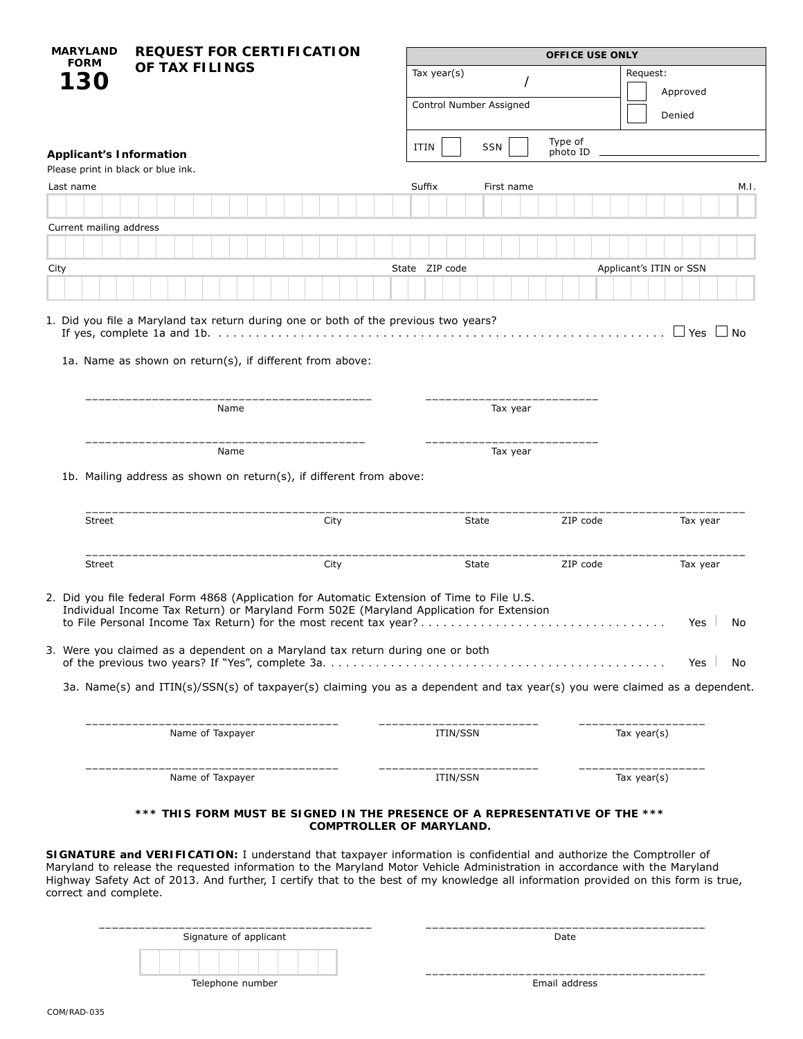# MARYLAND FORM 130

## REQUEST FOR CERTIFICATION OF TAX FILINGS

| OFFICE USE ONLY | | |
|---|---|---|
| Tax year(s) / | Request: ☐ Approved ☐ Denied | |
| Control Number Assigned | | |
| ITIN ☐ SSN ☐ | Type of photo ID ______________ | |

### Applicant's Information

Please print in black or blue ink.

| Last name | Suffix | First name | M.I. |
|---|---|---|---|
| | | | |

| Current mailing address |
|---|
| |

| City | State | ZIP code | Applicant's ITIN or SSN |
|---|---|---|---|
| | | | |

1. Did you file a Maryland tax return during one or both of the previous two years? If yes, complete 1a and 1b. . . . . . . . . . . . . . . . . . . . . . . . . . . . . . . . . . . . . . . . . . . . . . . . . . . . . . . . . . . . ☐ Yes ☐ No

   1a. Name as shown on return(s), if different from above:

   ___________________________________ Name ___________________________ Tax year

   ___________________________________ Name ___________________________ Tax year

   1b. Mailing address as shown on return(s), if different from above:

   ______________________________________________________________________________
   Street City State ZIP code Tax year

   ______________________________________________________________________________
   Street City State ZIP code Tax year

2. Did you file federal Form 4868 (Application for Automatic Extension of Time to File U.S. Individual Income Tax Return) or Maryland Form 502E (Maryland Application for Extension to File Personal Income Tax Return) for the most recent tax year? . . . . . . . . . . . . . . . . . . . . . . . . . . . . . . . . Yes No

3. Were you claimed as a dependent on a Maryland tax return during one or both of the previous two years? If "Yes", complete 3a. . . . . . . . . . . . . . . . . . . . . . . . . . . . . . . . . . . . . . . . . . . . . Yes No

   3a. Name(s) and ITIN(s)/SSN(s) of taxpayer(s) claiming you as a dependent and tax year(s) you were claimed as a dependent.

   ______________________________ Name of Taxpayer ____________________ ITIN/SSN ________________ Tax year(s)

   ______________________________ Name of Taxpayer ____________________ ITIN/SSN ________________ Tax year(s)

**\*\*\* THIS FORM MUST BE SIGNED IN THE PRESENCE OF A REPRESENTATIVE OF THE \*\*\* COMPTROLLER OF MARYLAND.**

**SIGNATURE and VERIFICATION:** I understand that taxpayer information is confidential and authorize the Comptroller of Maryland to release the requested information to the Maryland Motor Vehicle Administration in accordance with the Maryland Highway Safety Act of 2013. And further, I certify that to the best of my knowledge all information provided on this form is true, correct and complete.

___________________________________ Signature of applicant

___________________________________ Date

___________________________________ Telephone number

___________________________________ Email address

COM/RAD-035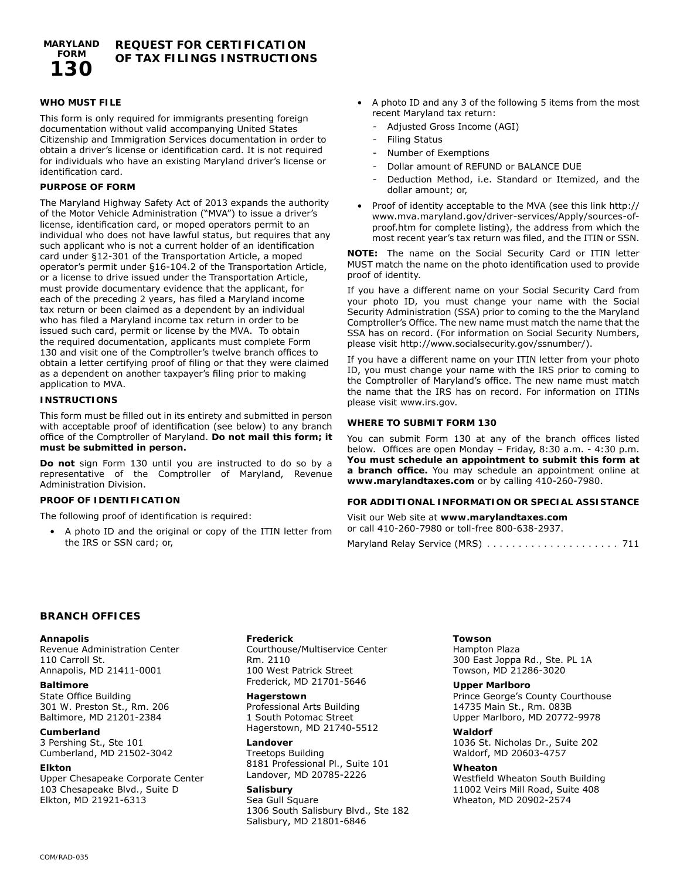**MARYLAND FORM 130**

# REQUEST FOR CERTIFICATION OF TAX FILINGS INSTRUCTIONS

### WHO MUST FILE

This form is only required for immigrants presenting foreign documentation without valid accompanying United States Citizenship and Immigration Services documentation in order to obtain a driver's license or identification card. It is not required for individuals who have an existing Maryland driver's license or identification card.

### PURPOSE OF FORM

The Maryland Highway Safety Act of 2013 expands the authority of the Motor Vehicle Administration ("MVA") to issue a driver's license, identification card, or moped operators permit to an individual who does not have lawful status, but requires that any such applicant who is not a current holder of an identification card under §12-301 of the Transportation Article, a moped operator's permit under §16-104.2 of the Transportation Article, or a license to drive issued under the Transportation Article, must provide documentary evidence that the applicant, for each of the preceding 2 years, has filed a Maryland income tax return or been claimed as a dependent by an individual who has filed a Maryland income tax return in order to be issued such card, permit or license by the MVA. To obtain the required documentation, applicants must complete Form 130 and visit one of the Comptroller's twelve branch offices to obtain a letter certifying proof of filing or that they were claimed as a dependent on another taxpayer's filing prior to making application to MVA.

### INSTRUCTIONS

This form must be filled out in its entirety and submitted in person with acceptable proof of identification (see below) to any branch office of the Comptroller of Maryland. **Do not mail this form; it must be submitted in person.**

**Do not** sign Form 130 until you are instructed to do so by a representative of the Comptroller of Maryland, Revenue Administration Division.

### PROOF OF IDENTIFICATION

The following proof of identification is required:

- A photo ID and the original or copy of the ITIN letter from the IRS or SSN card; or,
- A photo ID and any 3 of the following 5 items from the most recent Maryland tax return:
  - Adjusted Gross Income (AGI)
  - Filing Status
  - Number of Exemptions
  - Dollar amount of REFUND or BALANCE DUE
  - Deduction Method, i.e. Standard or Itemized, and the dollar amount; or,
- Proof of identity acceptable to the MVA (see this link http://www.mva.maryland.gov/driver-services/Apply/sources-of-proof.htm for complete listing), the address from which the most recent year's tax return was filed, and the ITIN or SSN.

**NOTE:** The name on the Social Security Card or ITIN letter MUST match the name on the photo identification used to provide proof of identity.

If you have a different name on your Social Security Card from your photo ID, you must change your name with the Social Security Administration (SSA) prior to coming to the the Maryland Comptroller's Office. The new name must match the name that the SSA has on record. (For information on Social Security Numbers, please visit http://www.socialsecurity.gov/ssnumber/).

If you have a different name on your ITIN letter from your photo ID, you must change your name with the IRS prior to coming to the Comptroller of Maryland's office. The new name must match the name that the IRS has on record. For information on ITINs please visit www.irs.gov.

### WHERE TO SUBMIT FORM 130

You can submit Form 130 at any of the branch offices listed below. Offices are open Monday – Friday, 8:30 a.m. - 4:30 p.m. **You must schedule an appointment to submit this form at a branch office.** You may schedule an appointment online at **www.marylandtaxes.com** or by calling 410-260-7980.

### FOR ADDITIONAL INFORMATION OR SPECIAL ASSISTANCE

Visit our Web site at **www.marylandtaxes.com**
or call 410-260-7980 or toll-free 800-638-2937.

Maryland Relay Service (MRS) . . . . . . . . . . . . . . . . . . . . . 711

## BRANCH OFFICES

**Annapolis**
Revenue Administration Center
110 Carroll St.
Annapolis, MD 21411-0001

**Baltimore**
State Office Building
301 W. Preston St., Rm. 206
Baltimore, MD 21201-2384

**Cumberland**
3 Pershing St., Ste 101
Cumberland, MD 21502-3042

**Elkton**
Upper Chesapeake Corporate Center
103 Chesapeake Blvd., Suite D
Elkton, MD 21921-6313

**Frederick**
Courthouse/Multiservice Center
Rm. 2110
100 West Patrick Street
Frederick, MD 21701-5646

**Hagerstown**
Professional Arts Building
1 South Potomac Street
Hagerstown, MD 21740-5512

**Landover**
Treetops Building
8181 Professional Pl., Suite 101
Landover, MD 20785-2226

**Salisbury**
Sea Gull Square
1306 South Salisbury Blvd., Ste 182
Salisbury, MD 21801-6846

**Towson**
Hampton Plaza
300 East Joppa Rd., Ste. PL 1A
Towson, MD 21286-3020

**Upper Marlboro**
Prince George's County Courthouse
14735 Main St., Rm. 083B
Upper Marlboro, MD 20772-9978

**Waldorf**
1036 St. Nicholas Dr., Suite 202
Waldorf, MD 20603-4757

**Wheaton**
Westfield Wheaton South Building
11002 Veirs Mill Road, Suite 408
Wheaton, MD 20902-2574

COM/RAD-035